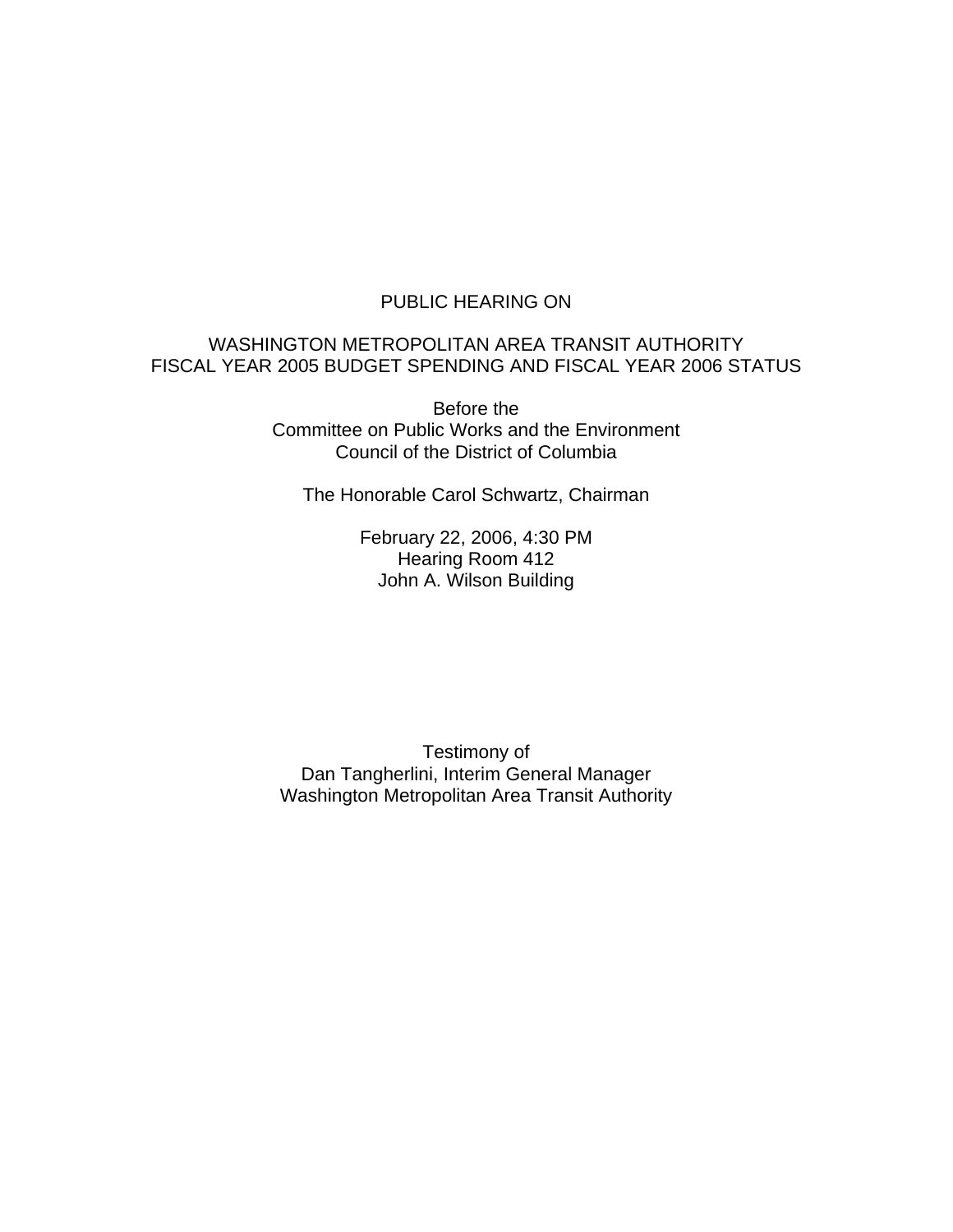PUBLIC HEARING ON

WASHINGTON METROPOLITAN AREA TRANSIT AUTHORITY
FISCAL YEAR 2005 BUDGET SPENDING AND FISCAL YEAR 2006 STATUS

Before the
Committee on Public Works and the Environment
Council of the District of Columbia

The Honorable Carol Schwartz, Chairman

February 22, 2006, 4:30 PM
Hearing Room 412
John A. Wilson Building

Testimony of
Dan Tangherlini, Interim General Manager
Washington Metropolitan Area Transit Authority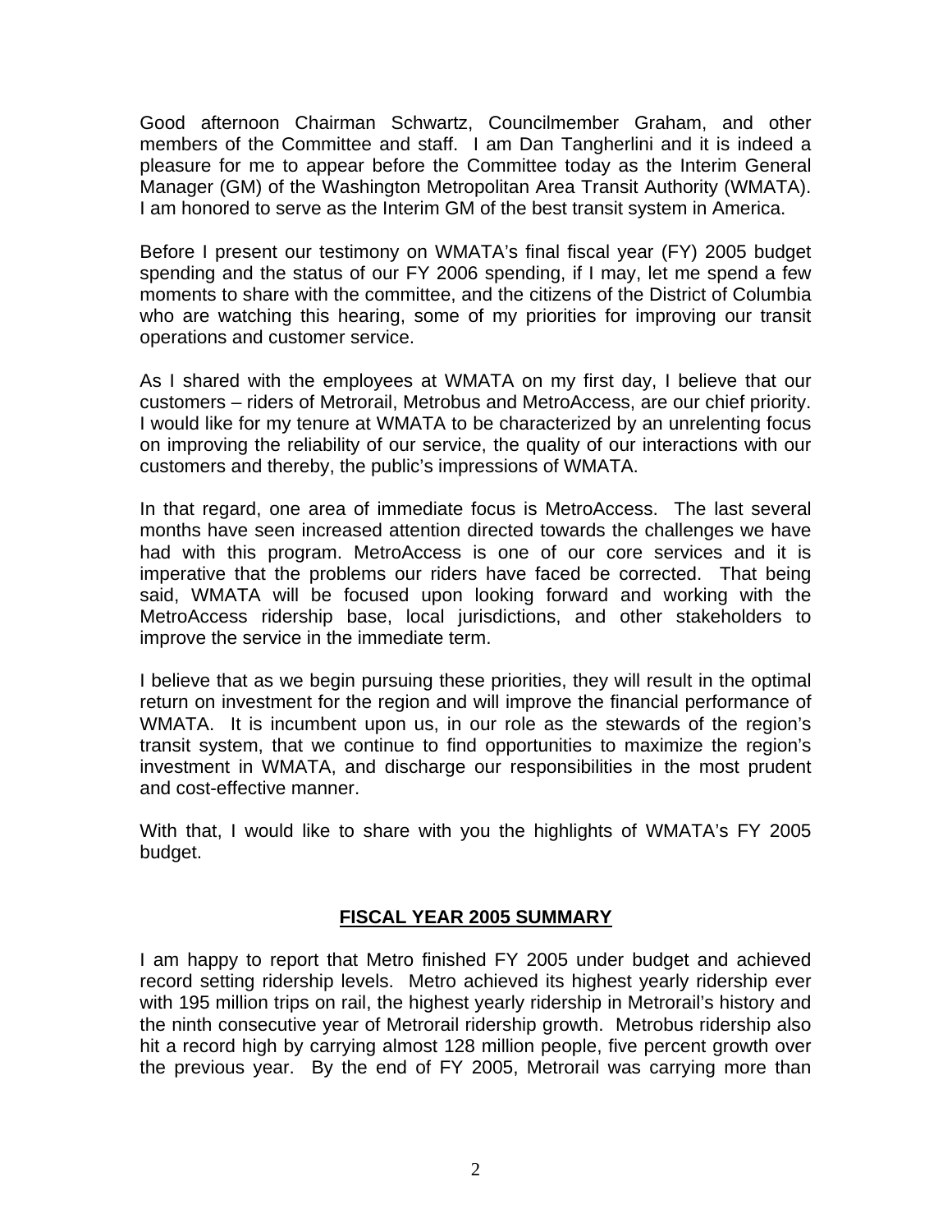Good afternoon Chairman Schwartz, Councilmember Graham, and other members of the Committee and staff. I am Dan Tangherlini and it is indeed a pleasure for me to appear before the Committee today as the Interim General Manager (GM) of the Washington Metropolitan Area Transit Authority (WMATA). I am honored to serve as the Interim GM of the best transit system in America.

Before I present our testimony on WMATA's final fiscal year (FY) 2005 budget spending and the status of our FY 2006 spending, if I may, let me spend a few moments to share with the committee, and the citizens of the District of Columbia who are watching this hearing, some of my priorities for improving our transit operations and customer service.

As I shared with the employees at WMATA on my first day, I believe that our customers – riders of Metrorail, Metrobus and MetroAccess, are our chief priority. I would like for my tenure at WMATA to be characterized by an unrelenting focus on improving the reliability of our service, the quality of our interactions with our customers and thereby, the public's impressions of WMATA.

In that regard, one area of immediate focus is MetroAccess. The last several months have seen increased attention directed towards the challenges we have had with this program. MetroAccess is one of our core services and it is imperative that the problems our riders have faced be corrected. That being said, WMATA will be focused upon looking forward and working with the MetroAccess ridership base, local jurisdictions, and other stakeholders to improve the service in the immediate term.

I believe that as we begin pursuing these priorities, they will result in the optimal return on investment for the region and will improve the financial performance of WMATA. It is incumbent upon us, in our role as the stewards of the region's transit system, that we continue to find opportunities to maximize the region's investment in WMATA, and discharge our responsibilities in the most prudent and cost-effective manner.

With that, I would like to share with you the highlights of WMATA's FY 2005 budget.

## FISCAL YEAR 2005 SUMMARY

I am happy to report that Metro finished FY 2005 under budget and achieved record setting ridership levels. Metro achieved its highest yearly ridership ever with 195 million trips on rail, the highest yearly ridership in Metrorail's history and the ninth consecutive year of Metrorail ridership growth. Metrobus ridership also hit a record high by carrying almost 128 million people, five percent growth over the previous year. By the end of FY 2005, Metrorail was carrying more than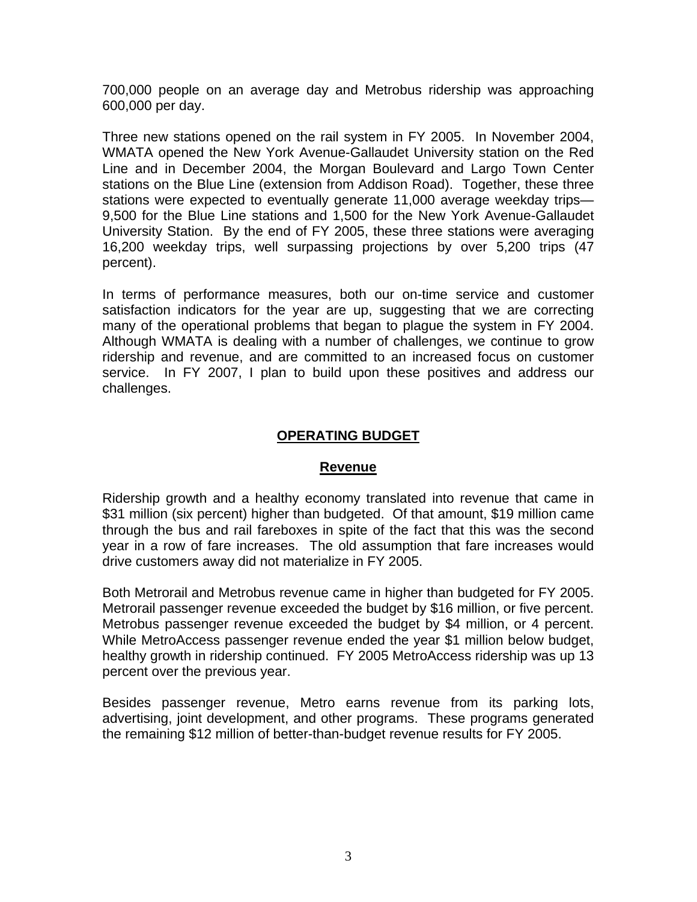700,000 people on an average day and Metrobus ridership was approaching 600,000 per day.

Three new stations opened on the rail system in FY 2005. In November 2004, WMATA opened the New York Avenue-Gallaudet University station on the Red Line and in December 2004, the Morgan Boulevard and Largo Town Center stations on the Blue Line (extension from Addison Road). Together, these three stations were expected to eventually generate 11,000 average weekday trips—9,500 for the Blue Line stations and 1,500 for the New York Avenue-Gallaudet University Station. By the end of FY 2005, these three stations were averaging 16,200 weekday trips, well surpassing projections by over 5,200 trips (47 percent).

In terms of performance measures, both our on-time service and customer satisfaction indicators for the year are up, suggesting that we are correcting many of the operational problems that began to plague the system in FY 2004. Although WMATA is dealing with a number of challenges, we continue to grow ridership and revenue, and are committed to an increased focus on customer service. In FY 2007, I plan to build upon these positives and address our challenges.

## OPERATING BUDGET

### Revenue

Ridership growth and a healthy economy translated into revenue that came in $31 million (six percent) higher than budgeted. Of that amount, $19 million came through the bus and rail fareboxes in spite of the fact that this was the second year in a row of fare increases. The old assumption that fare increases would drive customers away did not materialize in FY 2005.

Both Metrorail and Metrobus revenue came in higher than budgeted for FY 2005. Metrorail passenger revenue exceeded the budget by $16 million, or five percent. Metrobus passenger revenue exceeded the budget by $4 million, or 4 percent. While MetroAccess passenger revenue ended the year $1 million below budget, healthy growth in ridership continued. FY 2005 MetroAccess ridership was up 13 percent over the previous year.

Besides passenger revenue, Metro earns revenue from its parking lots, advertising, joint development, and other programs. These programs generated the remaining $12 million of better-than-budget revenue results for FY 2005.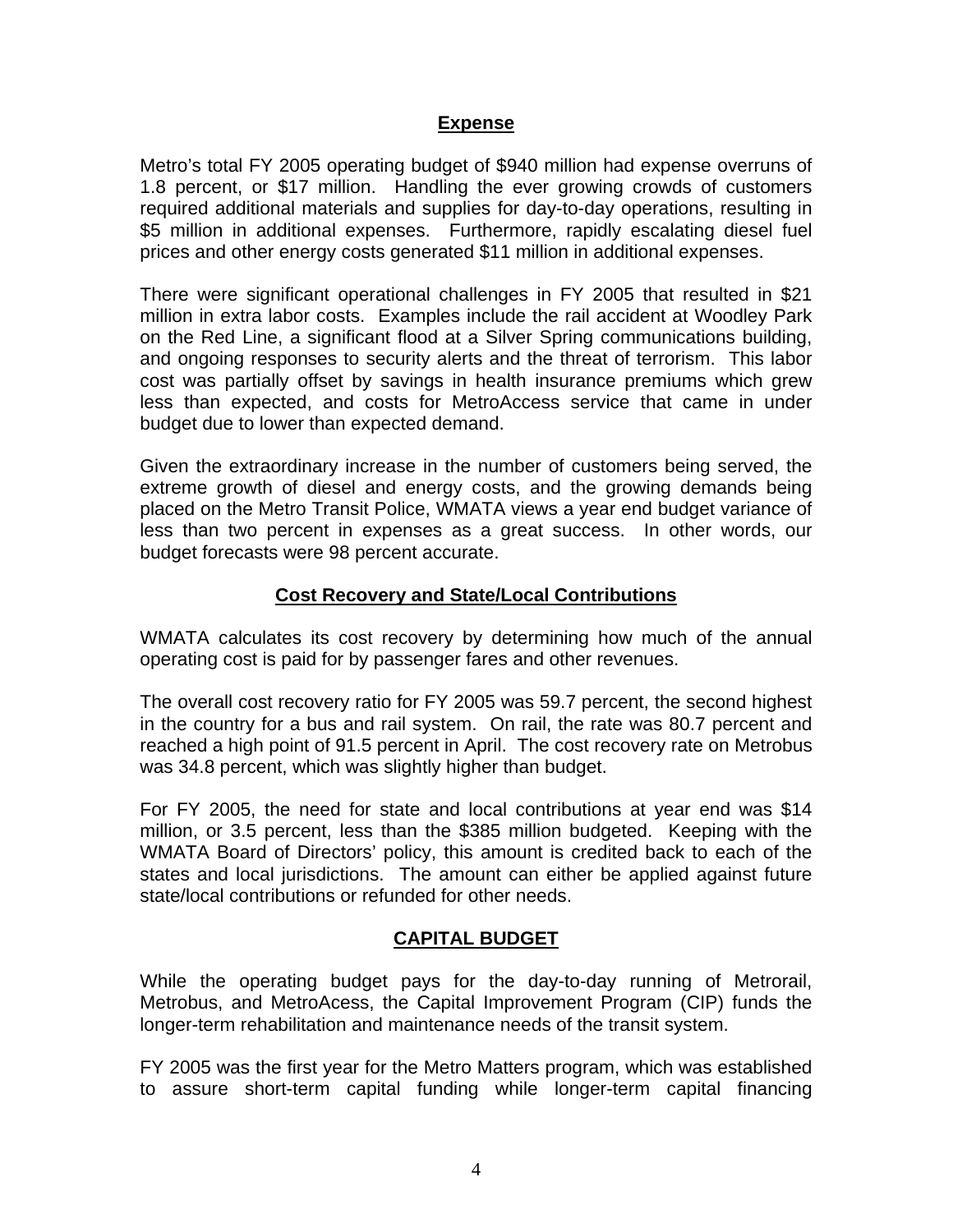## Expense

Metro's total FY 2005 operating budget of $940 million had expense overruns of 1.8 percent, or $17 million. Handling the ever growing crowds of customers required additional materials and supplies for day-to-day operations, resulting in $5 million in additional expenses. Furthermore, rapidly escalating diesel fuel prices and other energy costs generated $11 million in additional expenses.

There were significant operational challenges in FY 2005 that resulted in $21 million in extra labor costs. Examples include the rail accident at Woodley Park on the Red Line, a significant flood at a Silver Spring communications building, and ongoing responses to security alerts and the threat of terrorism. This labor cost was partially offset by savings in health insurance premiums which grew less than expected, and costs for MetroAccess service that came in under budget due to lower than expected demand.

Given the extraordinary increase in the number of customers being served, the extreme growth of diesel and energy costs, and the growing demands being placed on the Metro Transit Police, WMATA views a year end budget variance of less than two percent in expenses as a great success. In other words, our budget forecasts were 98 percent accurate.

## Cost Recovery and State/Local Contributions

WMATA calculates its cost recovery by determining how much of the annual operating cost is paid for by passenger fares and other revenues.

The overall cost recovery ratio for FY 2005 was 59.7 percent, the second highest in the country for a bus and rail system. On rail, the rate was 80.7 percent and reached a high point of 91.5 percent in April. The cost recovery rate on Metrobus was 34.8 percent, which was slightly higher than budget.

For FY 2005, the need for state and local contributions at year end was $14 million, or 3.5 percent, less than the $385 million budgeted. Keeping with the WMATA Board of Directors' policy, this amount is credited back to each of the states and local jurisdictions. The amount can either be applied against future state/local contributions or refunded for other needs.

## CAPITAL BUDGET

While the operating budget pays for the day-to-day running of Metrorail, Metrobus, and MetroAcess, the Capital Improvement Program (CIP) funds the longer-term rehabilitation and maintenance needs of the transit system.

FY 2005 was the first year for the Metro Matters program, which was established to assure short-term capital funding while longer-term capital financing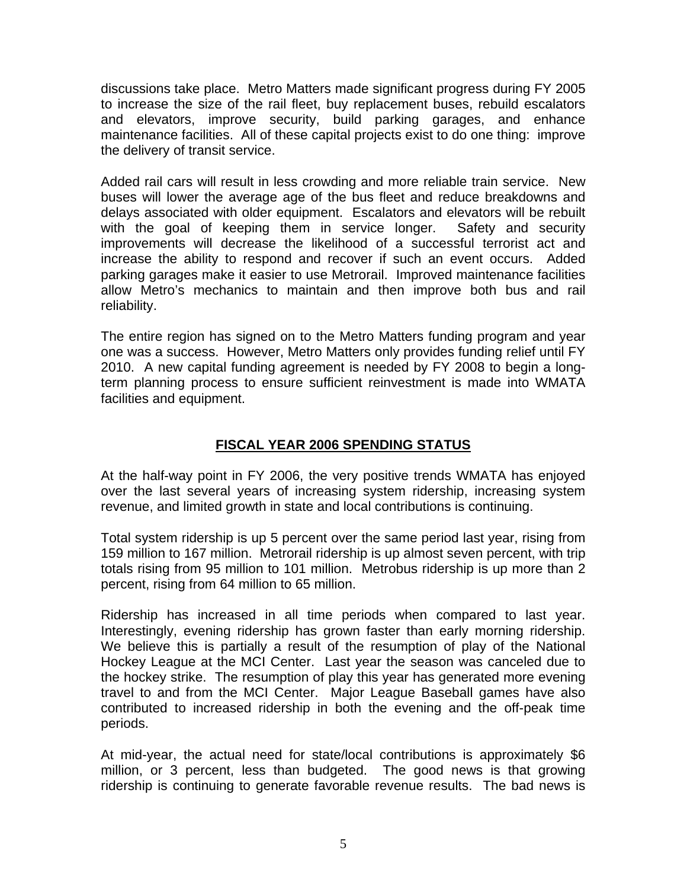discussions take place. Metro Matters made significant progress during FY 2005 to increase the size of the rail fleet, buy replacement buses, rebuild escalators and elevators, improve security, build parking garages, and enhance maintenance facilities. All of these capital projects exist to do one thing: improve the delivery of transit service.

Added rail cars will result in less crowding and more reliable train service. New buses will lower the average age of the bus fleet and reduce breakdowns and delays associated with older equipment. Escalators and elevators will be rebuilt with the goal of keeping them in service longer. Safety and security improvements will decrease the likelihood of a successful terrorist act and increase the ability to respond and recover if such an event occurs. Added parking garages make it easier to use Metrorail. Improved maintenance facilities allow Metro's mechanics to maintain and then improve both bus and rail reliability.

The entire region has signed on to the Metro Matters funding program and year one was a success. However, Metro Matters only provides funding relief until FY 2010. A new capital funding agreement is needed by FY 2008 to begin a long-term planning process to ensure sufficient reinvestment is made into WMATA facilities and equipment.

## FISCAL YEAR 2006 SPENDING STATUS

At the half-way point in FY 2006, the very positive trends WMATA has enjoyed over the last several years of increasing system ridership, increasing system revenue, and limited growth in state and local contributions is continuing.

Total system ridership is up 5 percent over the same period last year, rising from 159 million to 167 million. Metrorail ridership is up almost seven percent, with trip totals rising from 95 million to 101 million. Metrobus ridership is up more than 2 percent, rising from 64 million to 65 million.

Ridership has increased in all time periods when compared to last year. Interestingly, evening ridership has grown faster than early morning ridership. We believe this is partially a result of the resumption of play of the National Hockey League at the MCI Center. Last year the season was canceled due to the hockey strike. The resumption of play this year has generated more evening travel to and from the MCI Center. Major League Baseball games have also contributed to increased ridership in both the evening and the off-peak time periods.

At mid-year, the actual need for state/local contributions is approximately $6 million, or 3 percent, less than budgeted. The good news is that growing ridership is continuing to generate favorable revenue results. The bad news is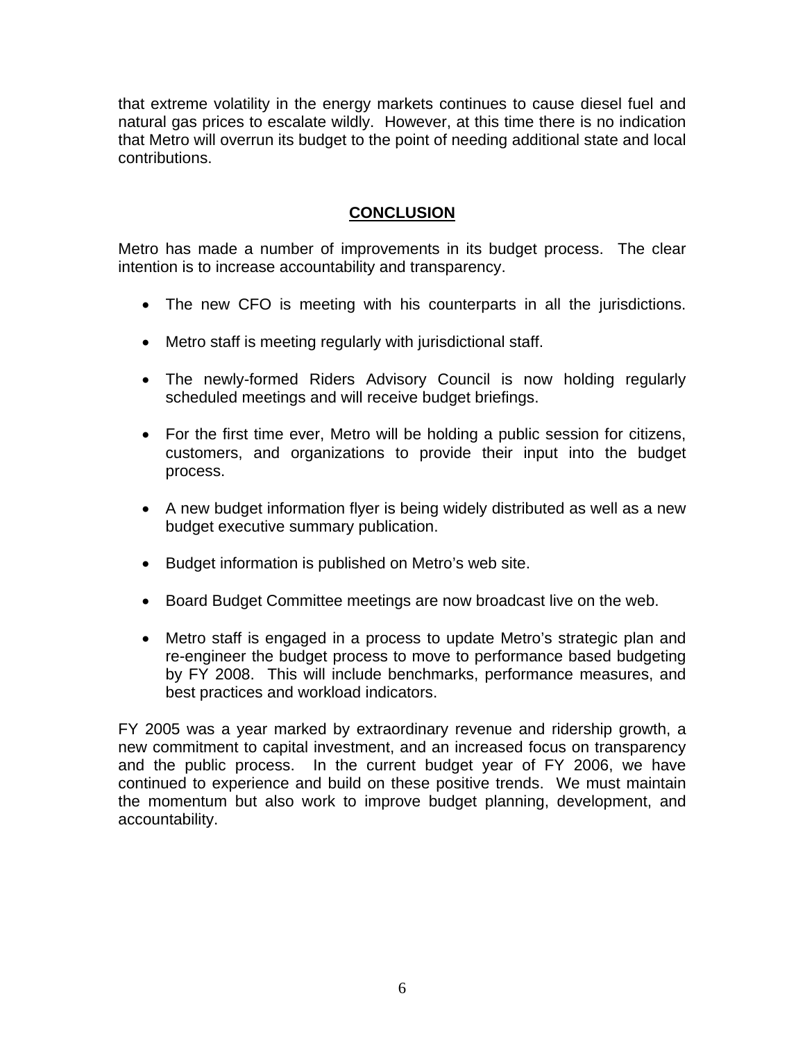that extreme volatility in the energy markets continues to cause diesel fuel and natural gas prices to escalate wildly. However, at this time there is no indication that Metro will overrun its budget to the point of needing additional state and local contributions.

## CONCLUSION

Metro has made a number of improvements in its budget process. The clear intention is to increase accountability and transparency.

- The new CFO is meeting with his counterparts in all the jurisdictions.
- Metro staff is meeting regularly with jurisdictional staff.
- The newly-formed Riders Advisory Council is now holding regularly scheduled meetings and will receive budget briefings.
- For the first time ever, Metro will be holding a public session for citizens, customers, and organizations to provide their input into the budget process.
- A new budget information flyer is being widely distributed as well as a new budget executive summary publication.
- Budget information is published on Metro's web site.
- Board Budget Committee meetings are now broadcast live on the web.
- Metro staff is engaged in a process to update Metro's strategic plan and re-engineer the budget process to move to performance based budgeting by FY 2008. This will include benchmarks, performance measures, and best practices and workload indicators.

FY 2005 was a year marked by extraordinary revenue and ridership growth, a new commitment to capital investment, and an increased focus on transparency and the public process. In the current budget year of FY 2006, we have continued to experience and build on these positive trends. We must maintain the momentum but also work to improve budget planning, development, and accountability.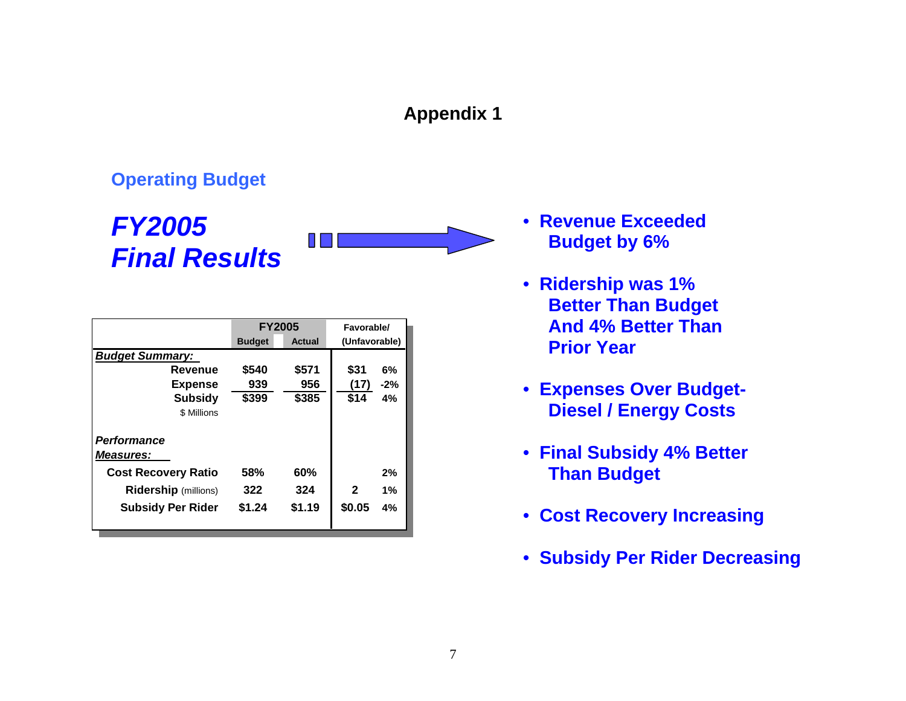# Appendix 1

## Operating Budget

### *FY2005 Final Results*

| | FY2005 Budget | FY2005 Actual | Favorable/ (Unfavorable) | |
|---|---|---|---|---|
| ***Budget Summary:*** | | | | |
| **Revenue** | **$540** | **$571** | **$31** | **6%** |
| **Expense** | **939** | **956** | **(17)** | **-2%** |
| **Subsidy** | **$399** | **$385** | **$14** | **4%** |
| $ Millions | | | | |
| ***Performance Measures:*** | | | | |
| **Cost Recovery Ratio** | **58%** | **60%** | | **2%** |
| **Ridership** (millions) | **322** | **324** | **2** | **1%** |
| **Subsidy Per Rider** | **$1.24** | **$1.19** | **$0.05** | **4%** |

- **Revenue Exceeded Budget by 6%**
- **Ridership was 1% Better Than Budget And 4% Better Than Prior Year**
- **Expenses Over Budget- Diesel / Energy Costs**
- **Final Subsidy 4% Better Than Budget**
- **Cost Recovery Increasing**
- **Subsidy Per Rider Decreasing**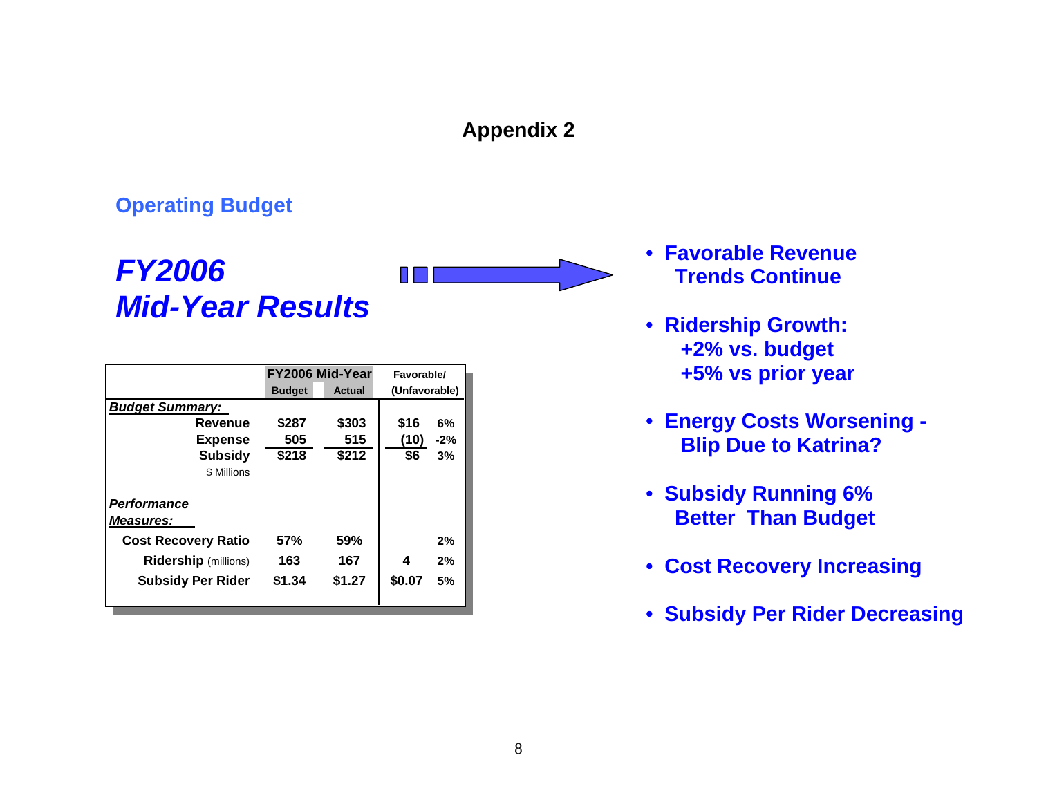# Appendix 2

## Operating Budget

## *FY2006 Mid-Year Results*

| | FY2006 Mid-Year | | Favorable/ | |
|---|---|---|---|---|
| | Budget | Actual | (Unfavorable) | |
| ***Budget Summary:*** | | | | |
| **Revenue** | $287 | $303 | $16 | 6% |
| **Expense** | 505 | 515 | (10) | -2% |
| **Subsidy** | $218 | $212 | $6 | 3% |
| $ Millions | | | | |
| ***Performance Measures:*** | | | | |
| **Cost Recovery Ratio** | 57% | 59% | | 2% |
| **Ridership** (millions) | 163 | 167 | 4 | 2% |
| **Subsidy Per Rider** | $1.34 | $1.27 | $0.07 | 5% |

- **Favorable Revenue Trends Continue**
- **Ridership Growth:**
  **+2% vs. budget**
  **+5% vs prior year**
- **Energy Costs Worsening - Blip Due to Katrina?**
- **Subsidy Running 6% Better Than Budget**
- **Cost Recovery Increasing**
- **Subsidy Per Rider Decreasing**